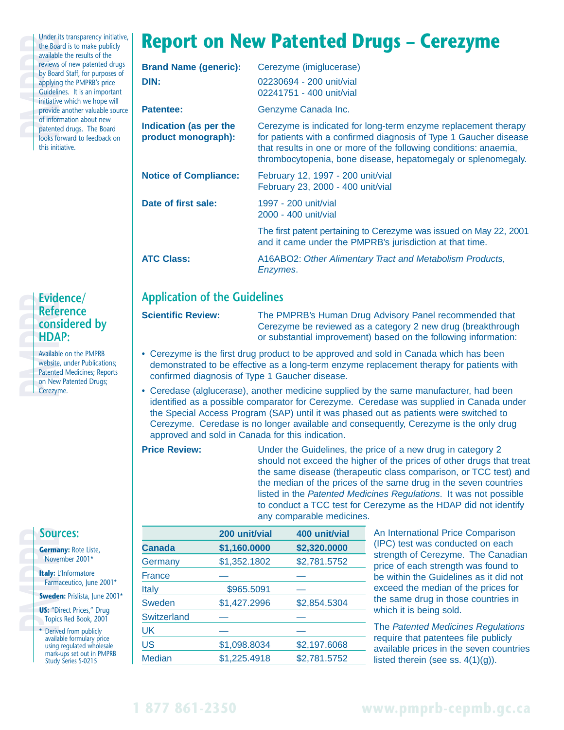Under its transparency initiative, the Board is to make publicly available the results of the reviews of new patented drugs by Board Staff, for purposes of applying the PMPRB's price Guidelines. It is an important initiative which we hope will provide another valuable source of information about new patented drugs. The Board looks forward to feedback on this initiative.

# Report on New Patented Drugs – Cerezyme

**Brand Name (generic):** Cerezyme (imiglucerase)

**DIN:** 02230694 - 200 unit/vial
02241751 - 400 unit/vial

**Patentee:** Genzyme Canada Inc.

**Indication (as per the product monograph):** Cerezyme is indicated for long-term enzyme replacement therapy for patients with a confirmed diagnosis of Type 1 Gaucher disease that results in one or more of the following conditions: anaemia, thrombocytopenia, bone disease, hepatomegaly or splenomegaly.

**Notice of Compliance:** February 12, 1997 - 200 unit/vial
February 23, 2000 - 400 unit/vial

**Date of first sale:** 1997 - 200 unit/vial
2000 - 400 unit/vial

The first patent pertaining to Cerezyme was issued on May 22, 2001 and it came under the PMPRB's jurisdiction at that time.

**ATC Class:** A16ABO2: *Other Alimentary Tract and Metabolism Products, Enzymes*.

## Application of the Guidelines

**Scientific Review:** The PMPRB's Human Drug Advisory Panel recommended that Cerezyme be reviewed as a category 2 new drug (breakthrough or substantial improvement) based on the following information:

- Cerezyme is the first drug product to be approved and sold in Canada which has been demonstrated to be effective as a long-term enzyme replacement therapy for patients with confirmed diagnosis of Type 1 Gaucher disease.
- Ceredase (alglucerase), another medicine supplied by the same manufacturer, had been identified as a possible comparator for Cerezyme. Ceredase was supplied in Canada under the Special Access Program (SAP) until it was phased out as patients were switched to Cerezyme. Ceredase is no longer available and consequently, Cerezyme is the only drug approved and sold in Canada for this indication.

### Evidence/Reference considered by HDAP:

Available on the PMPRB website, under Publications; Patented Medicines; Reports on New Patented Drugs; Cerezyme.

**Price Review:** Under the Guidelines, the price of a new drug in category 2 should not exceed the higher of the prices of other drugs that treat the same disease (therapeutic class comparison, or TCC test) and the median of the prices of the same drug in the seven countries listed in the *Patented Medicines Regulations*. It was not possible to conduct a TCC test for Cerezyme as the HDAP did not identify any comparable medicines.

| | 200 unit/vial | 400 unit/vial |
|---|---|---|
| **Canada** | **$1,160.0000** | **$2,320.0000** |
| Germany | $1,352.1802 | $2,781.5752 |
| France | — | — |
| Italy | $965.5091 | — |
| Sweden | $1,427.2996 | $2,854.5304 |
| Switzerland | — | — |
| UK | — | — |
| US | $1,098.8034 | $2,197.6068 |
| Median | $1,225.4918 | $2,781.5752 |

An International Price Comparison (IPC) test was conducted on each strength of Cerezyme. The Canadian price of each strength was found to be within the Guidelines as it did not exceed the median of the prices for the same drug in those countries in which it is being sold.

The *Patented Medicines Regulations* require that patentees file publicly available prices in the seven countries listed therein (see ss. 4(1)(g)).

### Sources:

**Germany:** Rote Liste, November 2001*

**Italy:** L'Informatore Farmaceutico, June 2001*

**Sweden:** Prislista, June 2001*

**US:** "Direct Prices," Drug Topics Red Book, 2001

\* Derived from publicly available formulary price using regulated wholesale mark-ups set out in PMPRB Study Series S-0215

1 877 861-2350 www.pmprb-cepmb.gc.ca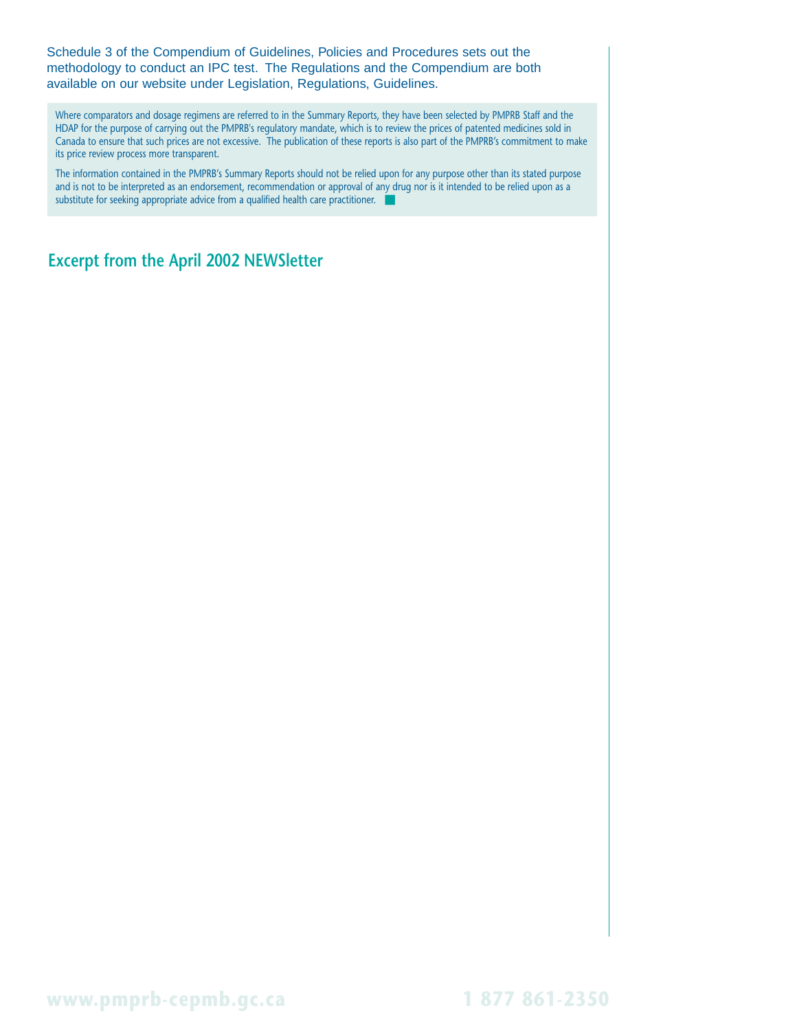Schedule 3 of the Compendium of Guidelines, Policies and Procedures sets out the methodology to conduct an IPC test. The Regulations and the Compendium are both available on our website under Legislation, Regulations, Guidelines.

Where comparators and dosage regimens are referred to in the Summary Reports, they have been selected by PMPRB Staff and the HDAP for the purpose of carrying out the PMPRB's regulatory mandate, which is to review the prices of patented medicines sold in Canada to ensure that such prices are not excessive. The publication of these reports is also part of the PMPRB's commitment to make its price review process more transparent.

The information contained in the PMPRB's Summary Reports should not be relied upon for any purpose other than its stated purpose and is not to be interpreted as an endorsement, recommendation or approval of any drug nor is it intended to be relied upon as a substitute for seeking appropriate advice from a qualified health care practitioner.

## Excerpt from the April 2002 NEWSletter